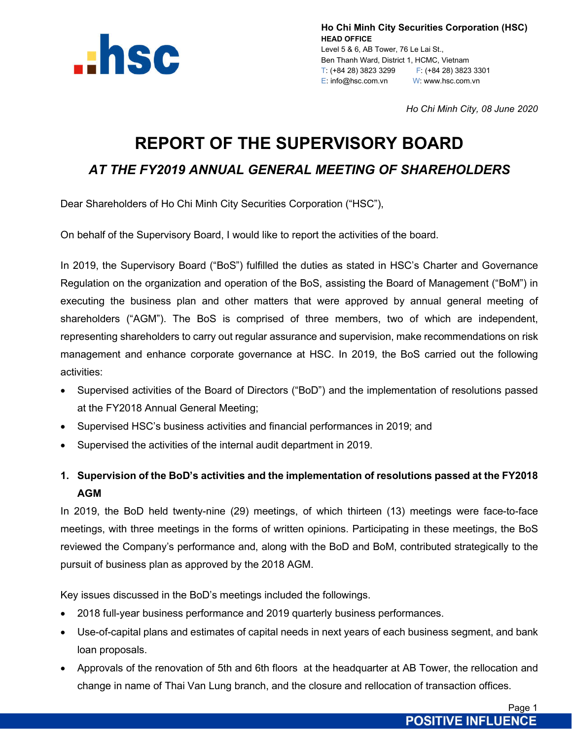Ho Chi Minh City Securities Corporation (HSC)
HEAD OFFICE
Level 5 & 6, AB Tower, 76 Le Lai St.,
Ben Thanh Ward, District 1, HCMC, Vietnam
T: (+84 28) 3823 3299 F: (+84 28) 3823 3301
E: info@hsc.com.vn W: www.hsc.com.vn

*Ho Chi Minh City, 08 June 2020*

# REPORT OF THE SUPERVISORY BOARD

## *AT THE FY2019 ANNUAL GENERAL MEETING OF SHAREHOLDERS*

Dear Shareholders of Ho Chi Minh City Securities Corporation ("HSC"),

On behalf of the Supervisory Board, I would like to report the activities of the board.

In 2019, the Supervisory Board ("BoS") fulfilled the duties as stated in HSC's Charter and Governance Regulation on the organization and operation of the BoS, assisting the Board of Management ("BoM") in executing the business plan and other matters that were approved by annual general meeting of shareholders ("AGM"). The BoS is comprised of three members, two of which are independent, representing shareholders to carry out regular assurance and supervision, make recommendations on risk management and enhance corporate governance at HSC. In 2019, the BoS carried out the following activities:

- Supervised activities of the Board of Directors ("BoD") and the implementation of resolutions passed at the FY2018 Annual General Meeting;
- Supervised HSC's business activities and financial performances in 2019; and
- Supervised the activities of the internal audit department in 2019.

### 1. Supervision of the BoD's activities and the implementation of resolutions passed at the FY2018 AGM

In 2019, the BoD held twenty-nine (29) meetings, of which thirteen (13) meetings were face-to-face meetings, with three meetings in the forms of written opinions. Participating in these meetings, the BoS reviewed the Company's performance and, along with the BoD and BoM, contributed strategically to the pursuit of business plan as approved by the 2018 AGM.

Key issues discussed in the BoD's meetings included the followings.

- 2018 full-year business performance and 2019 quarterly business performances.
- Use-of-capital plans and estimates of capital needs in next years of each business segment, and bank loan proposals.
- Approvals of the renovation of 5th and 6th floors at the headquarter at AB Tower, the rellocation and change in name of Thai Van Lung branch, and the closure and rellocation of transaction offices.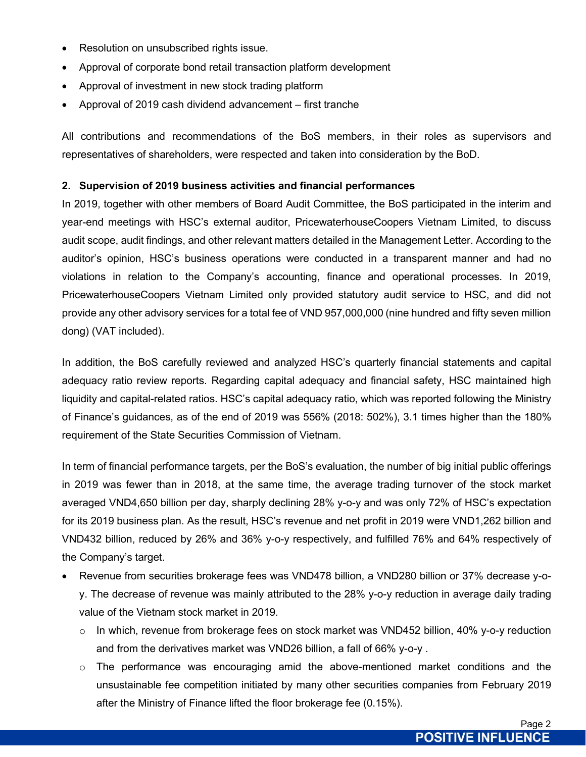- Resolution on unsubscribed rights issue.
- Approval of corporate bond retail transaction platform development
- Approval of investment in new stock trading platform
- Approval of 2019 cash dividend advancement – first tranche

All contributions and recommendations of the BoS members, in their roles as supervisors and representatives of shareholders, were respected and taken into consideration by the BoD.

**2. Supervision of 2019 business activities and financial performances**

In 2019, together with other members of Board Audit Committee, the BoS participated in the interim and year-end meetings with HSC's external auditor, PricewaterhouseCoopers Vietnam Limited, to discuss audit scope, audit findings, and other relevant matters detailed in the Management Letter. According to the auditor's opinion, HSC's business operations were conducted in a transparent manner and had no violations in relation to the Company's accounting, finance and operational processes. In 2019, PricewaterhouseCoopers Vietnam Limited only provided statutory audit service to HSC, and did not provide any other advisory services for a total fee of VND 957,000,000 (nine hundred and fifty seven million dong) (VAT included).

In addition, the BoS carefully reviewed and analyzed HSC's quarterly financial statements and capital adequacy ratio review reports. Regarding capital adequacy and financial safety, HSC maintained high liquidity and capital-related ratios. HSC's capital adequacy ratio, which was reported following the Ministry of Finance's guidances, as of the end of 2019 was 556% (2018: 502%), 3.1 times higher than the 180% requirement of the State Securities Commission of Vietnam.

In term of financial performance targets, per the BoS's evaluation, the number of big initial public offerings in 2019 was fewer than in 2018, at the same time, the average trading turnover of the stock market averaged VND4,650 billion per day, sharply declining 28% y-o-y and was only 72% of HSC's expectation for its 2019 business plan. As the result, HSC's revenue and net profit in 2019 were VND1,262 billion and VND432 billion, reduced by 26% and 36% y-o-y respectively, and fulfilled 76% and 64% respectively of the Company's target.

- Revenue from securities brokerage fees was VND478 billion, a VND280 billion or 37% decrease y-o-y. The decrease of revenue was mainly attributed to the 28% y-o-y reduction in average daily trading value of the Vietnam stock market in 2019.
  - In which, revenue from brokerage fees on stock market was VND452 billion, 40% y-o-y reduction and from the derivatives market was VND26 billion, a fall of 66% y-o-y .
  - The performance was encouraging amid the above-mentioned market conditions and the unsustainable fee competition initiated by many other securities companies from February 2019 after the Ministry of Finance lifted the floor brokerage fee (0.15%).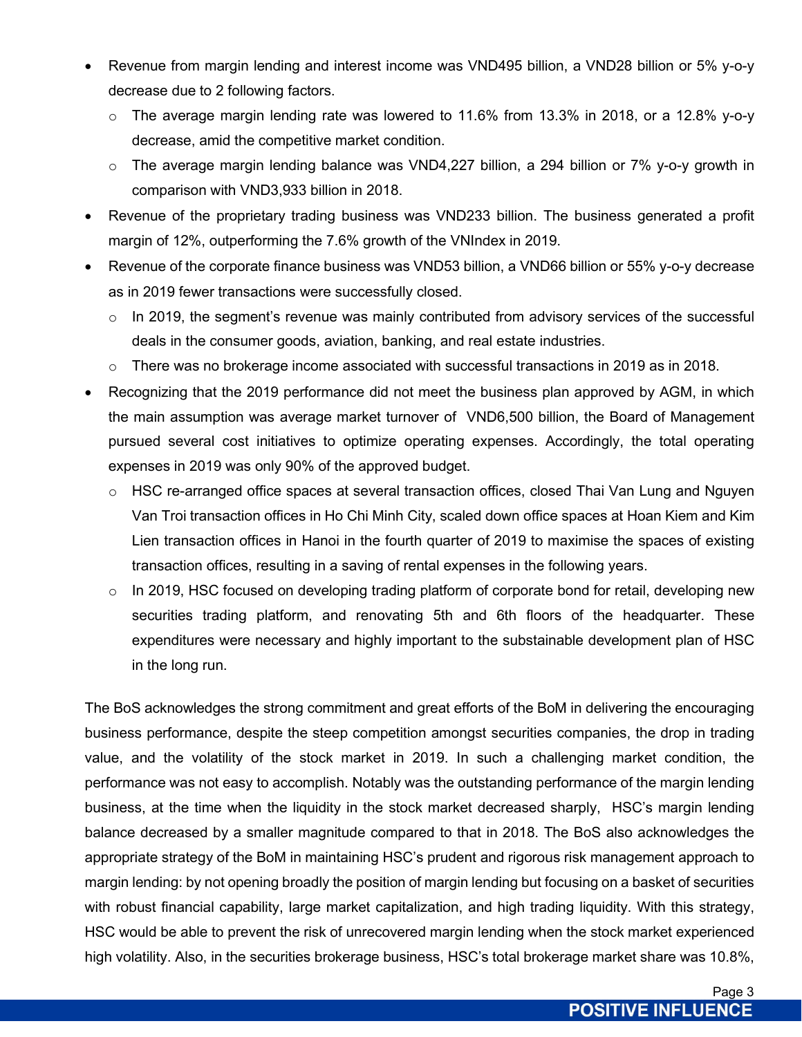- Revenue from margin lending and interest income was VND495 billion, a VND28 billion or 5% y-o-y decrease due to 2 following factors.
  - The average margin lending rate was lowered to 11.6% from 13.3% in 2018, or a 12.8% y-o-y decrease, amid the competitive market condition.
  - The average margin lending balance was VND4,227 billion, a 294 billion or 7% y-o-y growth in comparison with VND3,933 billion in 2018.
- Revenue of the proprietary trading business was VND233 billion. The business generated a profit margin of 12%, outperforming the 7.6% growth of the VNIndex in 2019.
- Revenue of the corporate finance business was VND53 billion, a VND66 billion or 55% y-o-y decrease as in 2019 fewer transactions were successfully closed.
  - In 2019, the segment's revenue was mainly contributed from advisory services of the successful deals in the consumer goods, aviation, banking, and real estate industries.
  - There was no brokerage income associated with successful transactions in 2019 as in 2018.
- Recognizing that the 2019 performance did not meet the business plan approved by AGM, in which the main assumption was average market turnover of VND6,500 billion, the Board of Management pursued several cost initiatives to optimize operating expenses. Accordingly, the total operating expenses in 2019 was only 90% of the approved budget.
  - HSC re-arranged office spaces at several transaction offices, closed Thai Van Lung and Nguyen Van Troi transaction offices in Ho Chi Minh City, scaled down office spaces at Hoan Kiem and Kim Lien transaction offices in Hanoi in the fourth quarter of 2019 to maximise the spaces of existing transaction offices, resulting in a saving of rental expenses in the following years.
  - In 2019, HSC focused on developing trading platform of corporate bond for retail, developing new securities trading platform, and renovating 5th and 6th floors of the headquarter. These expenditures were necessary and highly important to the substainable development plan of HSC in the long run.

The BoS acknowledges the strong commitment and great efforts of the BoM in delivering the encouraging business performance, despite the steep competition amongst securities companies, the drop in trading value, and the volatility of the stock market in 2019. In such a challenging market condition, the performance was not easy to accomplish. Notably was the outstanding performance of the margin lending business, at the time when the liquidity in the stock market decreased sharply, HSC's margin lending balance decreased by a smaller magnitude compared to that in 2018. The BoS also acknowledges the appropriate strategy of the BoM in maintaining HSC's prudent and rigorous risk management approach to margin lending: by not opening broadly the position of margin lending but focusing on a basket of securities with robust financial capability, large market capitalization, and high trading liquidity. With this strategy, HSC would be able to prevent the risk of unrecovered margin lending when the stock market experienced high volatility. Also, in the securities brokerage business, HSC's total brokerage market share was 10.8%,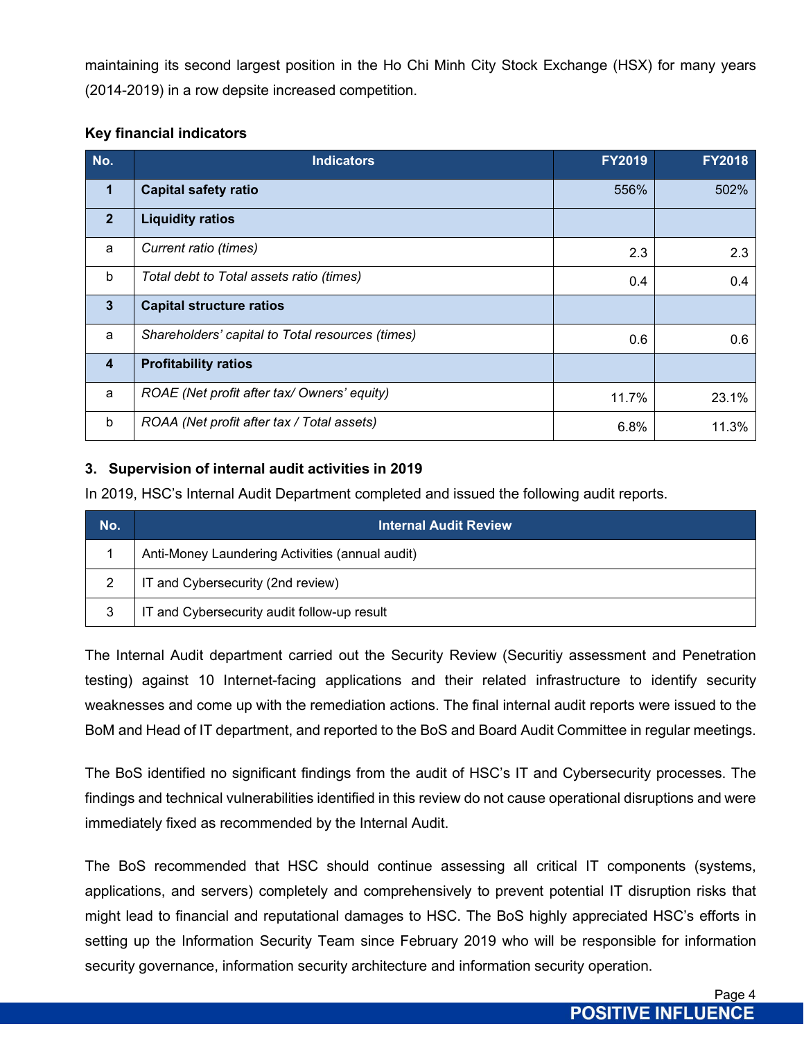maintaining its second largest position in the Ho Chi Minh City Stock Exchange (HSX) for many years (2014-2019) in a row depsite increased competition.

**Key financial indicators**

| No. | Indicators | FY2019 | FY2018 |
|---|---|---|---|
| **1** | **Capital safety ratio** | 556% | 502% |
| **2** | **Liquidity ratios** | | |
| a | *Current ratio (times)* | 2.3 | 2.3 |
| b | *Total debt to Total assets ratio (times)* | 0.4 | 0.4 |
| **3** | **Capital structure ratios** | | |
| a | *Shareholders' capital to Total resources (times)* | 0.6 | 0.6 |
| **4** | **Profitability ratios** | | |
| a | *ROAE (Net profit after tax/ Owners' equity)* | 11.7% | 23.1% |
| b | *ROAA (Net profit after tax / Total assets)* | 6.8% | 11.3% |

### 3. Supervision of internal audit activities in 2019

In 2019, HSC's Internal Audit Department completed and issued the following audit reports.

| No. | Internal Audit Review |
|---|---|
| 1 | Anti-Money Laundering Activities (annual audit) |
| 2 | IT and Cybersecurity (2nd review) |
| 3 | IT and Cybersecurity audit follow-up result |

The Internal Audit department carried out the Security Review (Securitiy assessment and Penetration testing) against 10 Internet-facing applications and their related infrastructure to identify security weaknesses and come up with the remediation actions. The final internal audit reports were issued to the BoM and Head of IT department, and reported to the BoS and Board Audit Committee in regular meetings.

The BoS identified no significant findings from the audit of HSC's IT and Cybersecurity processes. The findings and technical vulnerabilities identified in this review do not cause operational disruptions and were immediately fixed as recommended by the Internal Audit.

The BoS recommended that HSC should continue assessing all critical IT components (systems, applications, and servers) completely and comprehensively to prevent potential IT disruption risks that might lead to financial and reputational damages to HSC. The BoS highly appreciated HSC's efforts in setting up the Information Security Team since February 2019 who will be responsible for information security governance, information security architecture and information security operation.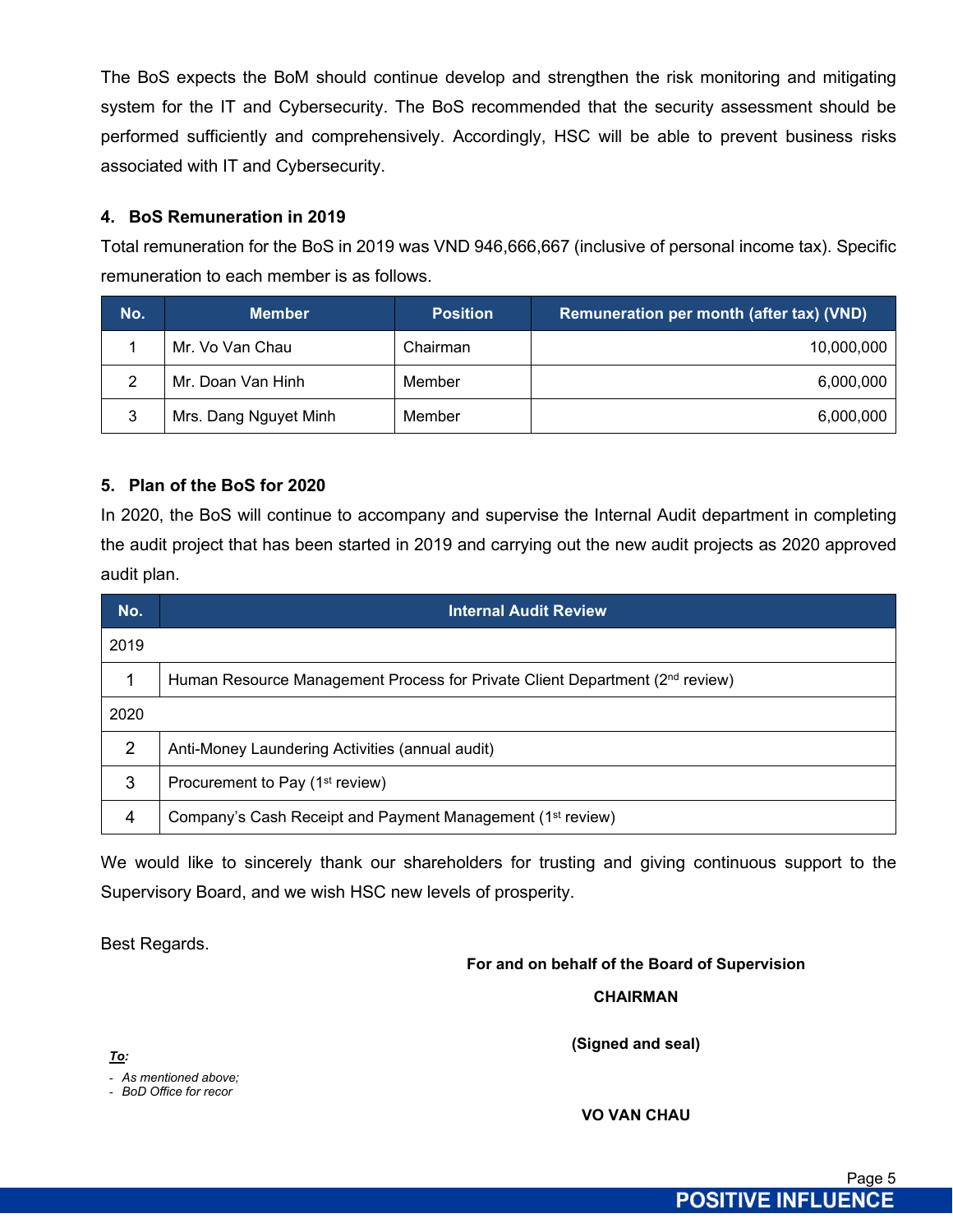The BoS expects the BoM should continue develop and strengthen the risk monitoring and mitigating system for the IT and Cybersecurity. The BoS recommended that the security assessment should be performed sufficiently and comprehensively. Accordingly, HSC will be able to prevent business risks associated with IT and Cybersecurity.

### 4. BoS Remuneration in 2019

Total remuneration for the BoS in 2019 was VND 946,666,667 (inclusive of personal income tax). Specific remuneration to each member is as follows.

| No. | Member | Position | Remuneration per month (after tax) (VND) |
|---|---|---|---|
| 1 | Mr. Vo Van Chau | Chairman | 10,000,000 |
| 2 | Mr. Doan Van Hinh | Member | 6,000,000 |
| 3 | Mrs. Dang Nguyet Minh | Member | 6,000,000 |

### 5. Plan of the BoS for 2020

In 2020, the BoS will continue to accompany and supervise the Internal Audit department in completing the audit project that has been started in 2019 and carrying out the new audit projects as 2020 approved audit plan.

| No. | Internal Audit Review |
|---|---|
| 2019 | |
| 1 | Human Resource Management Process for Private Client Department (2nd review) |
| 2020 | |
| 2 | Anti-Money Laundering Activities (annual audit) |
| 3 | Procurement to Pay (1st review) |
| 4 | Company's Cash Receipt and Payment Management (1st review) |

We would like to sincerely thank our shareholders for trusting and giving continuous support to the Supervisory Board, and we wish HSC new levels of prosperity.

Best Regards.

**For and on behalf of the Board of Supervision**

**CHAIRMAN**

**(Signed and seal)**

**VO VAN CHAU**

***To:***

- *As mentioned above;*
- *BoD Office for recor*